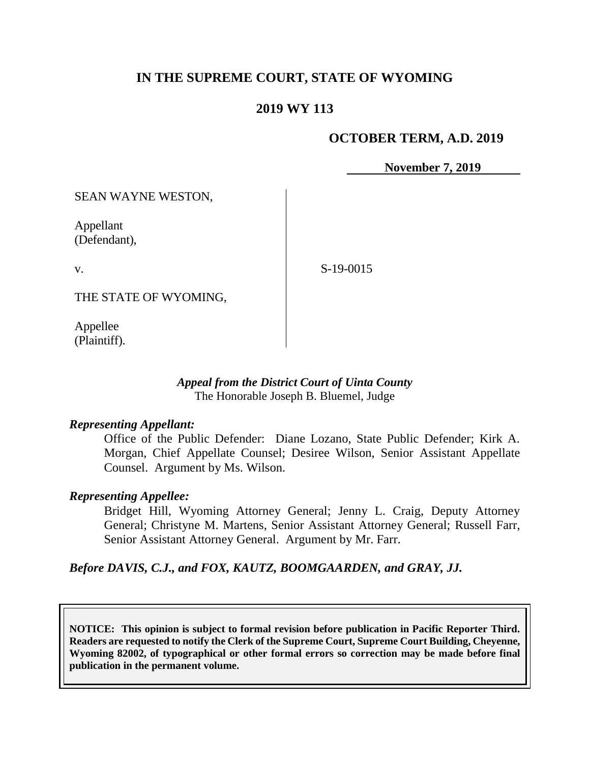# IN THE SUPREME COURT, STATE OF WYOMING

## 2019 WY 113

**OCTOBER TERM, A.D. 2019**

**November 7, 2019**

SEAN WAYNE WESTON,

Appellant
(Defendant),

v.

S-19-0015

THE STATE OF WYOMING,

Appellee
(Plaintiff).

***Appeal from the District Court of Uinta County***
The Honorable Joseph B. Bluemel, Judge

***Representing Appellant:***

Office of the Public Defender: Diane Lozano, State Public Defender; Kirk A. Morgan, Chief Appellate Counsel; Desiree Wilson, Senior Assistant Appellate Counsel. Argument by Ms. Wilson.

***Representing Appellee:***

Bridget Hill, Wyoming Attorney General; Jenny L. Craig, Deputy Attorney General; Christyne M. Martens, Senior Assistant Attorney General; Russell Farr, Senior Assistant Attorney General. Argument by Mr. Farr.

***Before DAVIS, C.J., and FOX, KAUTZ, BOOMGAARDEN, and GRAY, JJ.***

**NOTICE: This opinion is subject to formal revision before publication in Pacific Reporter Third. Readers are requested to notify the Clerk of the Supreme Court, Supreme Court Building, Cheyenne, Wyoming 82002, of typographical or other formal errors so correction may be made before final publication in the permanent volume.**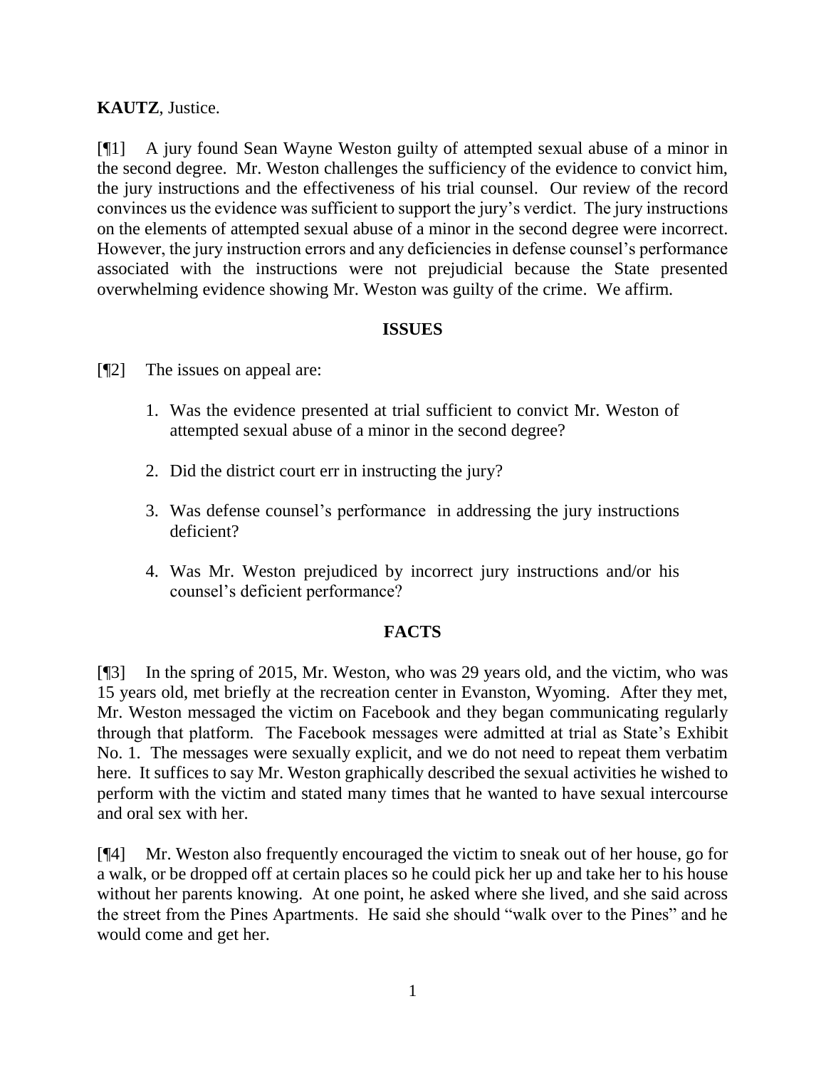**KAUTZ**, Justice.

[¶1] A jury found Sean Wayne Weston guilty of attempted sexual abuse of a minor in the second degree. Mr. Weston challenges the sufficiency of the evidence to convict him, the jury instructions and the effectiveness of his trial counsel. Our review of the record convinces us the evidence was sufficient to support the jury's verdict. The jury instructions on the elements of attempted sexual abuse of a minor in the second degree were incorrect. However, the jury instruction errors and any deficiencies in defense counsel's performance associated with the instructions were not prejudicial because the State presented overwhelming evidence showing Mr. Weston was guilty of the crime. We affirm.

## ISSUES

[¶2] The issues on appeal are:

1. Was the evidence presented at trial sufficient to convict Mr. Weston of attempted sexual abuse of a minor in the second degree?
2. Did the district court err in instructing the jury?
3. Was defense counsel's performance in addressing the jury instructions deficient?
4. Was Mr. Weston prejudiced by incorrect jury instructions and/or his counsel's deficient performance?

## FACTS

[¶3] In the spring of 2015, Mr. Weston, who was 29 years old, and the victim, who was 15 years old, met briefly at the recreation center in Evanston, Wyoming. After they met, Mr. Weston messaged the victim on Facebook and they began communicating regularly through that platform. The Facebook messages were admitted at trial as State's Exhibit No. 1. The messages were sexually explicit, and we do not need to repeat them verbatim here. It suffices to say Mr. Weston graphically described the sexual activities he wished to perform with the victim and stated many times that he wanted to have sexual intercourse and oral sex with her.

[¶4] Mr. Weston also frequently encouraged the victim to sneak out of her house, go for a walk, or be dropped off at certain places so he could pick her up and take her to his house without her parents knowing. At one point, he asked where she lived, and she said across the street from the Pines Apartments. He said she should "walk over to the Pines" and he would come and get her.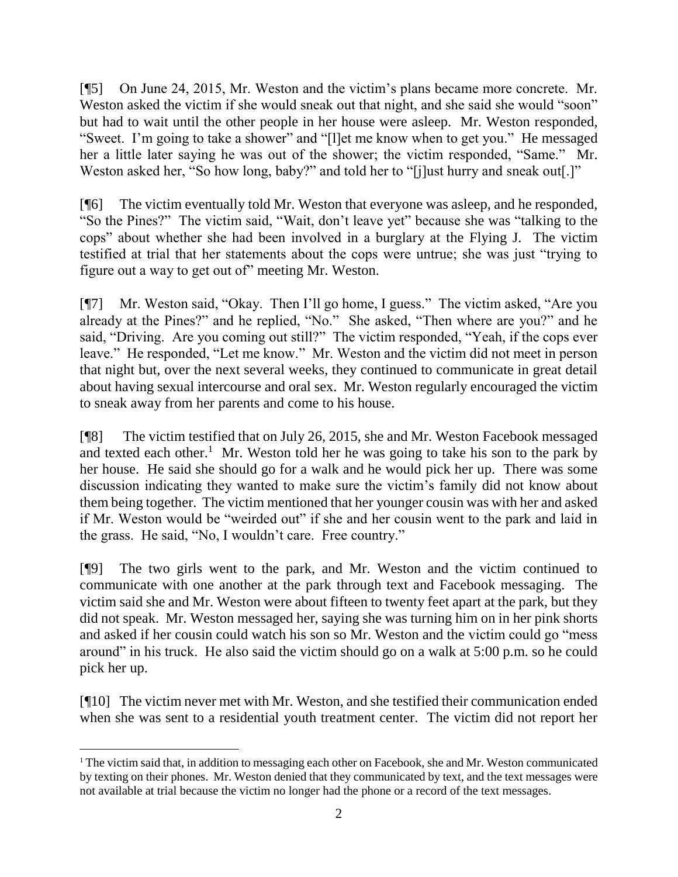[¶5] On June 24, 2015, Mr. Weston and the victim's plans became more concrete. Mr. Weston asked the victim if she would sneak out that night, and she said she would "soon" but had to wait until the other people in her house were asleep. Mr. Weston responded, "Sweet. I'm going to take a shower" and "[l]et me know when to get you." He messaged her a little later saying he was out of the shower; the victim responded, "Same." Mr. Weston asked her, "So how long, baby?" and told her to "[j]ust hurry and sneak out[.]"

[¶6] The victim eventually told Mr. Weston that everyone was asleep, and he responded, "So the Pines?" The victim said, "Wait, don't leave yet" because she was "talking to the cops" about whether she had been involved in a burglary at the Flying J. The victim testified at trial that her statements about the cops were untrue; she was just "trying to figure out a way to get out of" meeting Mr. Weston.

[¶7] Mr. Weston said, "Okay. Then I'll go home, I guess." The victim asked, "Are you already at the Pines?" and he replied, "No." She asked, "Then where are you?" and he said, "Driving. Are you coming out still?" The victim responded, "Yeah, if the cops ever leave." He responded, "Let me know." Mr. Weston and the victim did not meet in person that night but, over the next several weeks, they continued to communicate in great detail about having sexual intercourse and oral sex. Mr. Weston regularly encouraged the victim to sneak away from her parents and come to his house.

[¶8] The victim testified that on July 26, 2015, she and Mr. Weston Facebook messaged and texted each other.[1] Mr. Weston told her he was going to take his son to the park by her house. He said she should go for a walk and he would pick her up. There was some discussion indicating they wanted to make sure the victim's family did not know about them being together. The victim mentioned that her younger cousin was with her and asked if Mr. Weston would be "weirded out" if she and her cousin went to the park and laid in the grass. He said, "No, I wouldn't care. Free country."

[¶9] The two girls went to the park, and Mr. Weston and the victim continued to communicate with one another at the park through text and Facebook messaging. The victim said she and Mr. Weston were about fifteen to twenty feet apart at the park, but they did not speak. Mr. Weston messaged her, saying she was turning him on in her pink shorts and asked if her cousin could watch his son so Mr. Weston and the victim could go "mess around" in his truck. He also said the victim should go on a walk at 5:00 p.m. so he could pick her up.

[¶10] The victim never met with Mr. Weston, and she testified their communication ended when she was sent to a residential youth treatment center. The victim did not report her

---

[1] The victim said that, in addition to messaging each other on Facebook, she and Mr. Weston communicated by texting on their phones. Mr. Weston denied that they communicated by text, and the text messages were not available at trial because the victim no longer had the phone or a record of the text messages.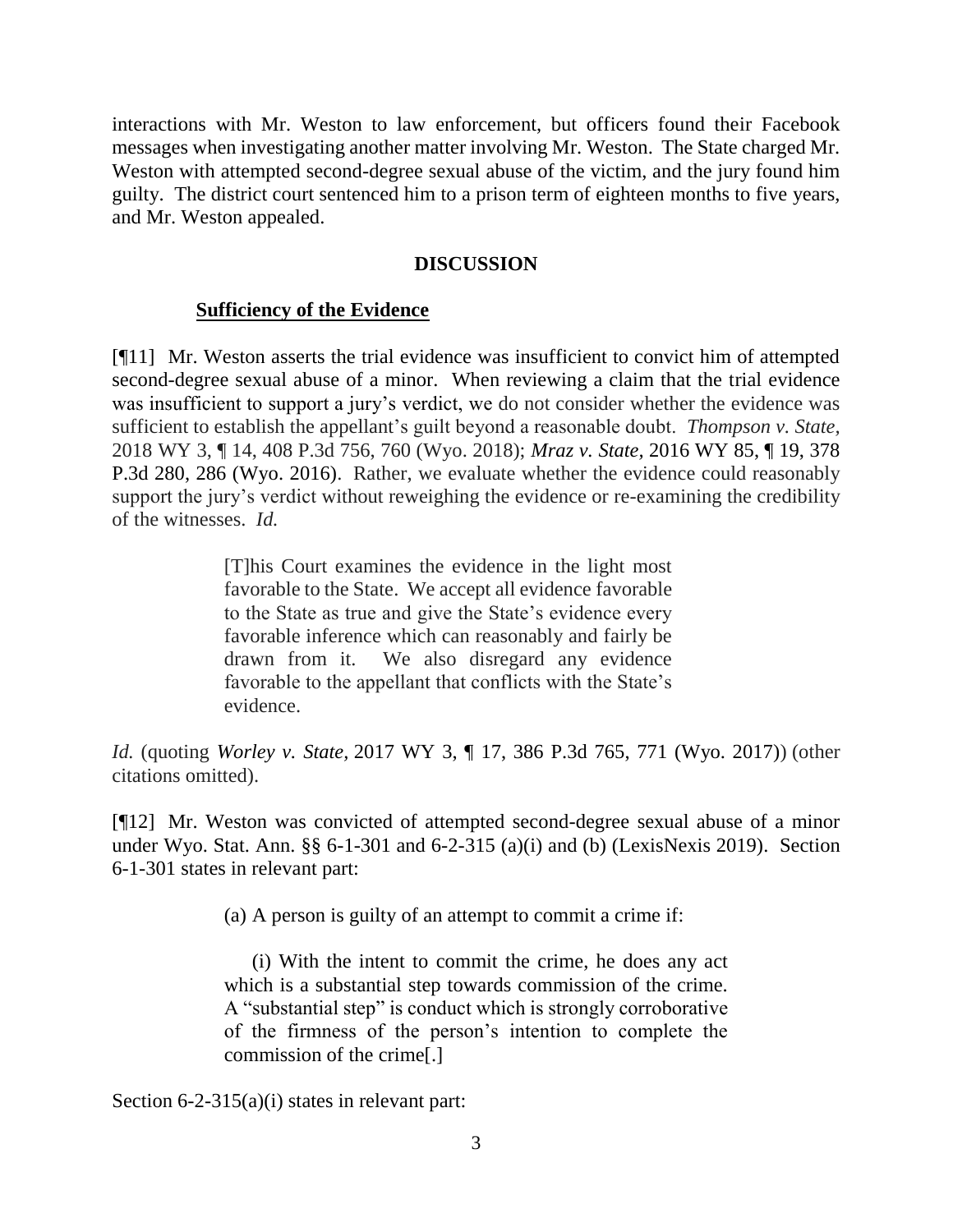interactions with Mr. Weston to law enforcement, but officers found their Facebook messages when investigating another matter involving Mr. Weston. The State charged Mr. Weston with attempted second-degree sexual abuse of the victim, and the jury found him guilty. The district court sentenced him to a prison term of eighteen months to five years, and Mr. Weston appealed.

## DISCUSSION

### Sufficiency of the Evidence

[¶11] Mr. Weston asserts the trial evidence was insufficient to convict him of attempted second-degree sexual abuse of a minor. When reviewing a claim that the trial evidence was insufficient to support a jury's verdict, we do not consider whether the evidence was sufficient to establish the appellant's guilt beyond a reasonable doubt. *Thompson v. State*, 2018 WY 3, ¶ 14, 408 P.3d 756, 760 (Wyo. 2018); *Mraz v. State*, 2016 WY 85, ¶ 19, 378 P.3d 280, 286 (Wyo. 2016). Rather, we evaluate whether the evidence could reasonably support the jury's verdict without reweighing the evidence or re-examining the credibility of the witnesses. *Id.*

> [T]his Court examines the evidence in the light most favorable to the State. We accept all evidence favorable to the State as true and give the State's evidence every favorable inference which can reasonably and fairly be drawn from it. We also disregard any evidence favorable to the appellant that conflicts with the State's evidence.

*Id.* (quoting *Worley v. State*, 2017 WY 3, ¶ 17, 386 P.3d 765, 771 (Wyo. 2017)) (other citations omitted).

[¶12] Mr. Weston was convicted of attempted second-degree sexual abuse of a minor under Wyo. Stat. Ann. §§ 6-1-301 and 6-2-315 (a)(i) and (b) (LexisNexis 2019). Section 6-1-301 states in relevant part:

> (a) A person is guilty of an attempt to commit a crime if:
>
> (i) With the intent to commit the crime, he does any act which is a substantial step towards commission of the crime. A "substantial step" is conduct which is strongly corroborative of the firmness of the person's intention to complete the commission of the crime[.]

Section 6-2-315(a)(i) states in relevant part: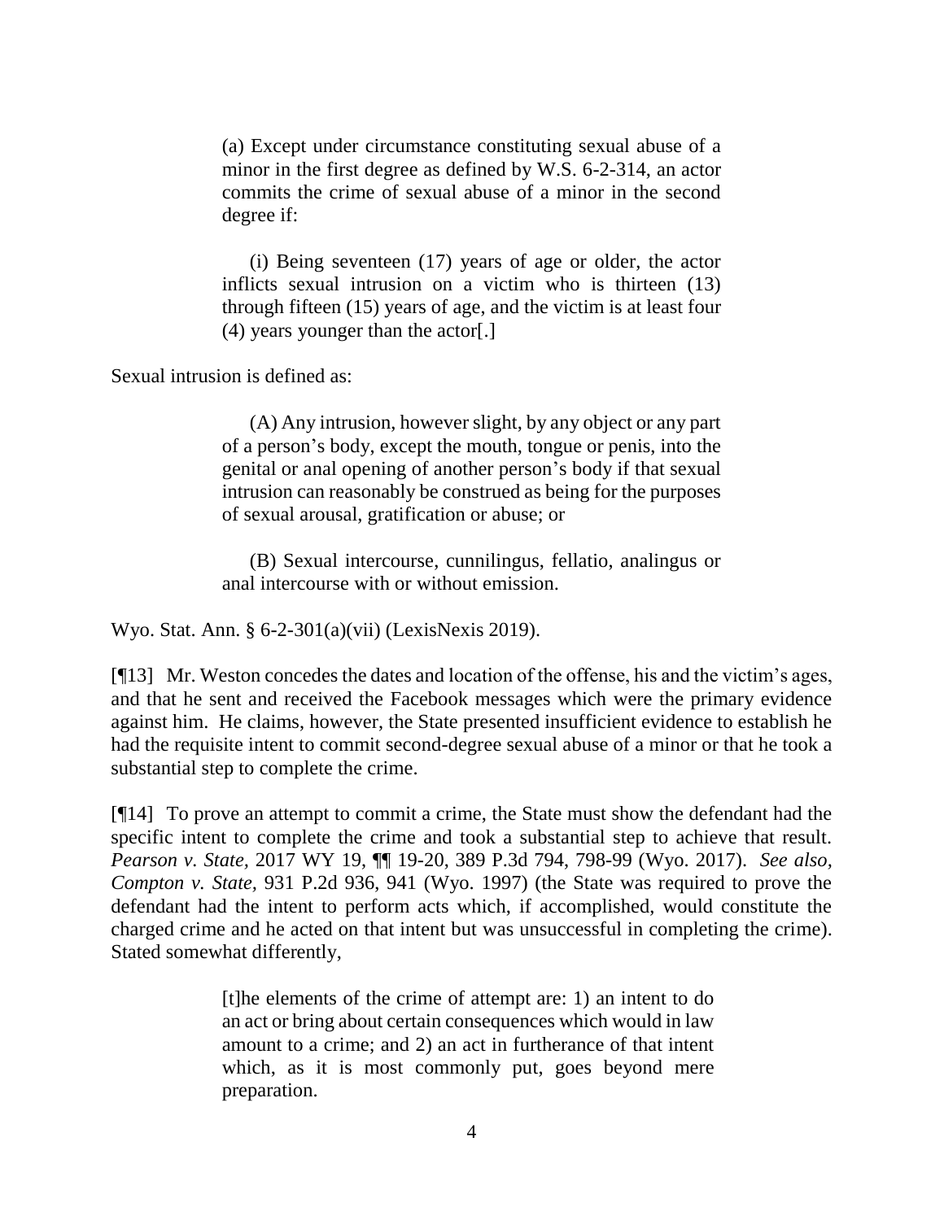> (a) Except under circumstance constituting sexual abuse of a minor in the first degree as defined by W.S. 6-2-314, an actor commits the crime of sexual abuse of a minor in the second degree if:
>
> (i) Being seventeen (17) years of age or older, the actor inflicts sexual intrusion on a victim who is thirteen (13) through fifteen (15) years of age, and the victim is at least four (4) years younger than the actor[.]

Sexual intrusion is defined as:

> (A) Any intrusion, however slight, by any object or any part of a person's body, except the mouth, tongue or penis, into the genital or anal opening of another person's body if that sexual intrusion can reasonably be construed as being for the purposes of sexual arousal, gratification or abuse; or
>
> (B) Sexual intercourse, cunnilingus, fellatio, analingus or anal intercourse with or without emission.

Wyo. Stat. Ann. § 6-2-301(a)(vii) (LexisNexis 2019).

[¶13] Mr. Weston concedes the dates and location of the offense, his and the victim's ages, and that he sent and received the Facebook messages which were the primary evidence against him. He claims, however, the State presented insufficient evidence to establish he had the requisite intent to commit second-degree sexual abuse of a minor or that he took a substantial step to complete the crime.

[¶14] To prove an attempt to commit a crime, the State must show the defendant had the specific intent to complete the crime and took a substantial step to achieve that result. *Pearson v. State*, 2017 WY 19, ¶¶ 19-20, 389 P.3d 794, 798-99 (Wyo. 2017). *See also*, *Compton v. State*, 931 P.2d 936, 941 (Wyo. 1997) (the State was required to prove the defendant had the intent to perform acts which, if accomplished, would constitute the charged crime and he acted on that intent but was unsuccessful in completing the crime). Stated somewhat differently,

> [t]he elements of the crime of attempt are: 1) an intent to do an act or bring about certain consequences which would in law amount to a crime; and 2) an act in furtherance of that intent which, as it is most commonly put, goes beyond mere preparation.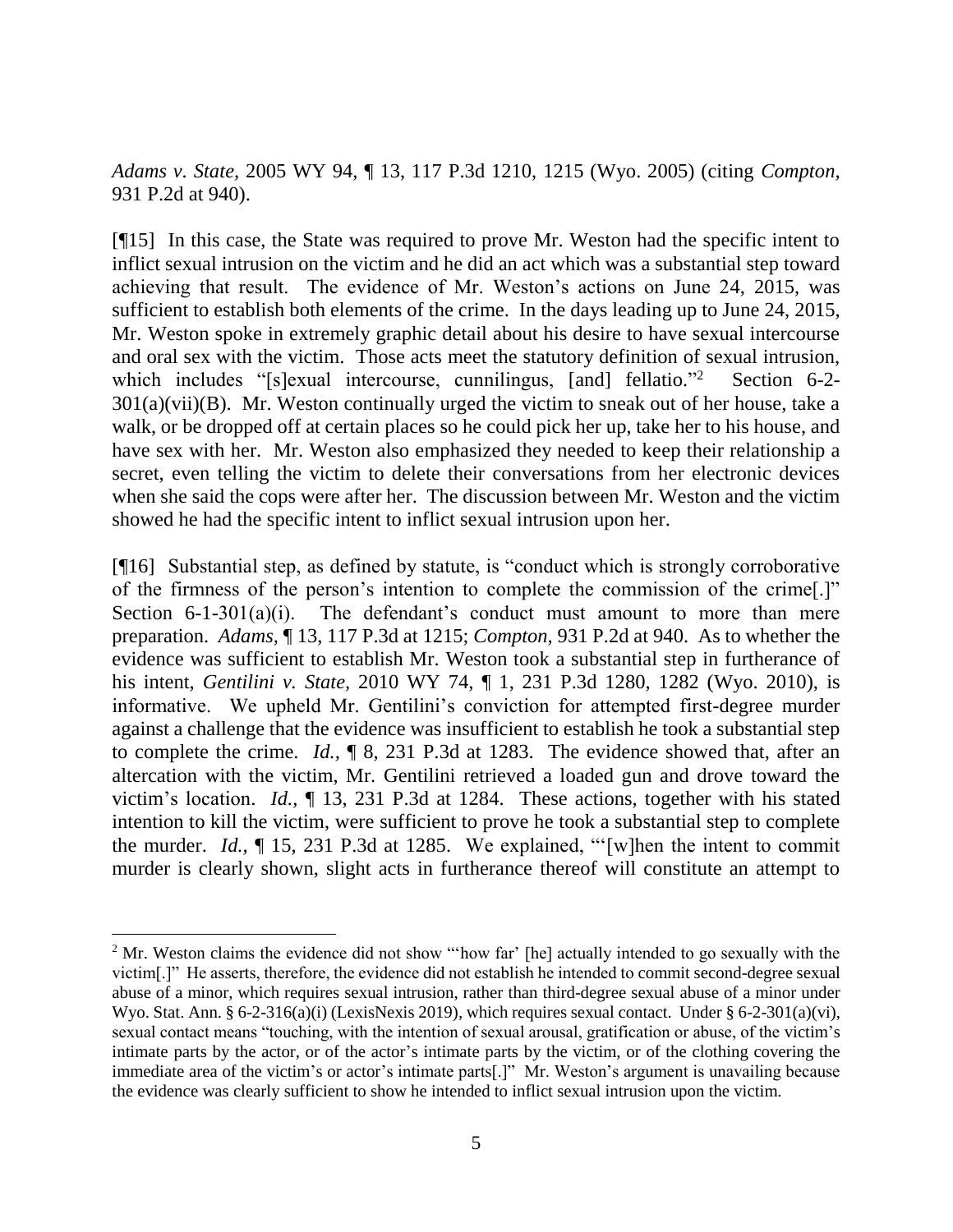*Adams v. State*, 2005 WY 94, ¶ 13, 117 P.3d 1210, 1215 (Wyo. 2005) (citing *Compton*, 931 P.2d at 940).

[¶15] In this case, the State was required to prove Mr. Weston had the specific intent to inflict sexual intrusion on the victim and he did an act which was a substantial step toward achieving that result. The evidence of Mr. Weston's actions on June 24, 2015, was sufficient to establish both elements of the crime. In the days leading up to June 24, 2015, Mr. Weston spoke in extremely graphic detail about his desire to have sexual intercourse and oral sex with the victim. Those acts meet the statutory definition of sexual intrusion, which includes "[s]exual intercourse, cunnilingus, [and] fellatio."[2] Section 6-2-301(a)(vii)(B). Mr. Weston continually urged the victim to sneak out of her house, take a walk, or be dropped off at certain places so he could pick her up, take her to his house, and have sex with her. Mr. Weston also emphasized they needed to keep their relationship a secret, even telling the victim to delete their conversations from her electronic devices when she said the cops were after her. The discussion between Mr. Weston and the victim showed he had the specific intent to inflict sexual intrusion upon her.

[¶16] Substantial step, as defined by statute, is "conduct which is strongly corroborative of the firmness of the person's intention to complete the commission of the crime[.]" Section 6-1-301(a)(i). The defendant's conduct must amount to more than mere preparation. *Adams*, ¶ 13, 117 P.3d at 1215; *Compton*, 931 P.2d at 940. As to whether the evidence was sufficient to establish Mr. Weston took a substantial step in furtherance of his intent, *Gentilini v. State*, 2010 WY 74, ¶ 1, 231 P.3d 1280, 1282 (Wyo. 2010), is informative. We upheld Mr. Gentilini's conviction for attempted first-degree murder against a challenge that the evidence was insufficient to establish he took a substantial step to complete the crime. *Id.*, ¶ 8, 231 P.3d at 1283. The evidence showed that, after an altercation with the victim, Mr. Gentilini retrieved a loaded gun and drove toward the victim's location. *Id.*, ¶ 13, 231 P.3d at 1284. These actions, together with his stated intention to kill the victim, were sufficient to prove he took a substantial step to complete the murder. *Id.*, ¶ 15, 231 P.3d at 1285. We explained, "'[w]hen the intent to commit murder is clearly shown, slight acts in furtherance thereof will constitute an attempt to

---

[2] Mr. Weston claims the evidence did not show "'how far' [he] actually intended to go sexually with the victim[.]" He asserts, therefore, the evidence did not establish he intended to commit second-degree sexual abuse of a minor, which requires sexual intrusion, rather than third-degree sexual abuse of a minor under Wyo. Stat. Ann. § 6-2-316(a)(i) (LexisNexis 2019), which requires sexual contact. Under § 6-2-301(a)(vi), sexual contact means "touching, with the intention of sexual arousal, gratification or abuse, of the victim's intimate parts by the actor, or of the actor's intimate parts by the victim, or of the clothing covering the immediate area of the victim's or actor's intimate parts[.]" Mr. Weston's argument is unavailing because the evidence was clearly sufficient to show he intended to inflict sexual intrusion upon the victim.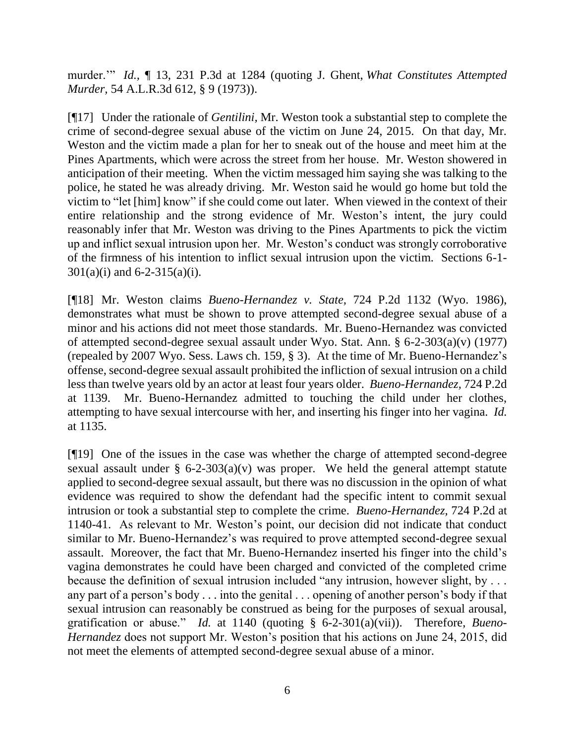murder.'" *Id.*, ¶ 13, 231 P.3d at 1284 (quoting J. Ghent, *What Constitutes Attempted Murder*, 54 A.L.R.3d 612, § 9 (1973)).

[¶17] Under the rationale of *Gentilini*, Mr. Weston took a substantial step to complete the crime of second-degree sexual abuse of the victim on June 24, 2015. On that day, Mr. Weston and the victim made a plan for her to sneak out of the house and meet him at the Pines Apartments, which were across the street from her house. Mr. Weston showered in anticipation of their meeting. When the victim messaged him saying she was talking to the police, he stated he was already driving. Mr. Weston said he would go home but told the victim to "let [him] know" if she could come out later. When viewed in the context of their entire relationship and the strong evidence of Mr. Weston's intent, the jury could reasonably infer that Mr. Weston was driving to the Pines Apartments to pick the victim up and inflict sexual intrusion upon her. Mr. Weston's conduct was strongly corroborative of the firmness of his intention to inflict sexual intrusion upon the victim. Sections 6-1-301(a)(i) and 6-2-315(a)(i).

[¶18] Mr. Weston claims *Bueno-Hernandez v. State*, 724 P.2d 1132 (Wyo. 1986), demonstrates what must be shown to prove attempted second-degree sexual abuse of a minor and his actions did not meet those standards. Mr. Bueno-Hernandez was convicted of attempted second-degree sexual assault under Wyo. Stat. Ann. § 6-2-303(a)(v) (1977) (repealed by 2007 Wyo. Sess. Laws ch. 159, § 3). At the time of Mr. Bueno-Hernandez's offense, second-degree sexual assault prohibited the infliction of sexual intrusion on a child less than twelve years old by an actor at least four years older. *Bueno-Hernandez*, 724 P.2d at 1139. Mr. Bueno-Hernandez admitted to touching the child under her clothes, attempting to have sexual intercourse with her, and inserting his finger into her vagina. *Id.* at 1135.

[¶19] One of the issues in the case was whether the charge of attempted second-degree sexual assault under § 6-2-303(a)(v) was proper. We held the general attempt statute applied to second-degree sexual assault, but there was no discussion in the opinion of what evidence was required to show the defendant had the specific intent to commit sexual intrusion or took a substantial step to complete the crime. *Bueno-Hernandez*, 724 P.2d at 1140-41. As relevant to Mr. Weston's point, our decision did not indicate that conduct similar to Mr. Bueno-Hernandez's was required to prove attempted second-degree sexual assault. Moreover, the fact that Mr. Bueno-Hernandez inserted his finger into the child's vagina demonstrates he could have been charged and convicted of the completed crime because the definition of sexual intrusion included "any intrusion, however slight, by . . . any part of a person's body . . . into the genital . . . opening of another person's body if that sexual intrusion can reasonably be construed as being for the purposes of sexual arousal, gratification or abuse." *Id.* at 1140 (quoting § 6-2-301(a)(vii)). Therefore, *Bueno-Hernandez* does not support Mr. Weston's position that his actions on June 24, 2015, did not meet the elements of attempted second-degree sexual abuse of a minor.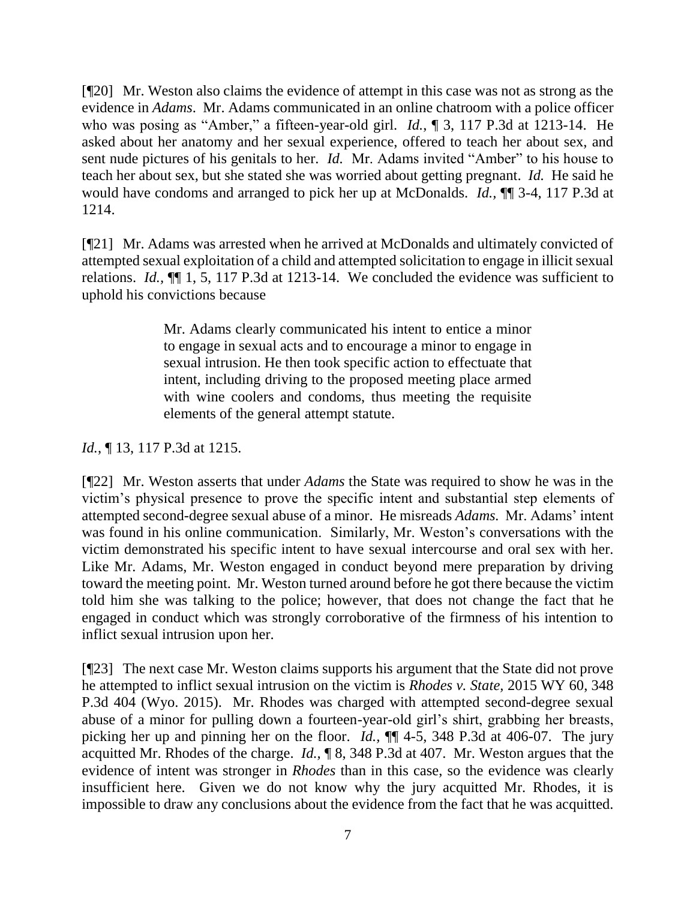[¶20] Mr. Weston also claims the evidence of attempt in this case was not as strong as the evidence in *Adams*. Mr. Adams communicated in an online chatroom with a police officer who was posing as "Amber," a fifteen-year-old girl. *Id.*, ¶ 3, 117 P.3d at 1213-14. He asked about her anatomy and her sexual experience, offered to teach her about sex, and sent nude pictures of his genitals to her. *Id.* Mr. Adams invited "Amber" to his house to teach her about sex, but she stated she was worried about getting pregnant. *Id.* He said he would have condoms and arranged to pick her up at McDonalds. *Id.*, ¶¶ 3-4, 117 P.3d at 1214.

[¶21] Mr. Adams was arrested when he arrived at McDonalds and ultimately convicted of attempted sexual exploitation of a child and attempted solicitation to engage in illicit sexual relations. *Id.*, ¶¶ 1, 5, 117 P.3d at 1213-14. We concluded the evidence was sufficient to uphold his convictions because

> Mr. Adams clearly communicated his intent to entice a minor to engage in sexual acts and to encourage a minor to engage in sexual intrusion. He then took specific action to effectuate that intent, including driving to the proposed meeting place armed with wine coolers and condoms, thus meeting the requisite elements of the general attempt statute.

*Id.*, ¶ 13, 117 P.3d at 1215.

[¶22] Mr. Weston asserts that under *Adams* the State was required to show he was in the victim's physical presence to prove the specific intent and substantial step elements of attempted second-degree sexual abuse of a minor. He misreads *Adams*. Mr. Adams' intent was found in his online communication. Similarly, Mr. Weston's conversations with the victim demonstrated his specific intent to have sexual intercourse and oral sex with her. Like Mr. Adams, Mr. Weston engaged in conduct beyond mere preparation by driving toward the meeting point. Mr. Weston turned around before he got there because the victim told him she was talking to the police; however, that does not change the fact that he engaged in conduct which was strongly corroborative of the firmness of his intention to inflict sexual intrusion upon her.

[¶23] The next case Mr. Weston claims supports his argument that the State did not prove he attempted to inflict sexual intrusion on the victim is *Rhodes v. State*, 2015 WY 60, 348 P.3d 404 (Wyo. 2015). Mr. Rhodes was charged with attempted second-degree sexual abuse of a minor for pulling down a fourteen-year-old girl's shirt, grabbing her breasts, picking her up and pinning her on the floor. *Id.*, ¶¶ 4-5, 348 P.3d at 406-07. The jury acquitted Mr. Rhodes of the charge. *Id.*, ¶ 8, 348 P.3d at 407. Mr. Weston argues that the evidence of intent was stronger in *Rhodes* than in this case, so the evidence was clearly insufficient here. Given we do not know why the jury acquitted Mr. Rhodes, it is impossible to draw any conclusions about the evidence from the fact that he was acquitted.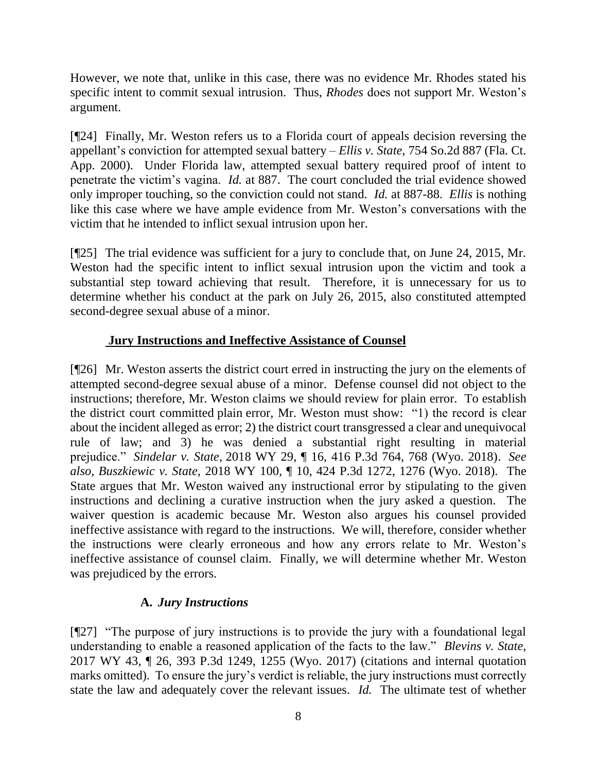However, we note that, unlike in this case, there was no evidence Mr. Rhodes stated his specific intent to commit sexual intrusion. Thus, *Rhodes* does not support Mr. Weston's argument.

[¶24] Finally, Mr. Weston refers us to a Florida court of appeals decision reversing the appellant's conviction for attempted sexual battery – *Ellis v. State*, 754 So.2d 887 (Fla. Ct. App. 2000). Under Florida law, attempted sexual battery required proof of intent to penetrate the victim's vagina. *Id.* at 887. The court concluded the trial evidence showed only improper touching, so the conviction could not stand. *Id.* at 887-88. *Ellis* is nothing like this case where we have ample evidence from Mr. Weston's conversations with the victim that he intended to inflict sexual intrusion upon her.

[¶25] The trial evidence was sufficient for a jury to conclude that, on June 24, 2015, Mr. Weston had the specific intent to inflict sexual intrusion upon the victim and took a substantial step toward achieving that result. Therefore, it is unnecessary for us to determine whether his conduct at the park on July 26, 2015, also constituted attempted second-degree sexual abuse of a minor.

## Jury Instructions and Ineffective Assistance of Counsel

[¶26] Mr. Weston asserts the district court erred in instructing the jury on the elements of attempted second-degree sexual abuse of a minor. Defense counsel did not object to the instructions; therefore, Mr. Weston claims we should review for plain error. To establish the district court committed plain error, Mr. Weston must show: "1) the record is clear about the incident alleged as error; 2) the district court transgressed a clear and unequivocal rule of law; and 3) he was denied a substantial right resulting in material prejudice." *Sindelar v. State*, 2018 WY 29, ¶ 16, 416 P.3d 764, 768 (Wyo. 2018). *See also*, *Buszkiewic v. State*, 2018 WY 100, ¶ 10, 424 P.3d 1272, 1276 (Wyo. 2018). The State argues that Mr. Weston waived any instructional error by stipulating to the given instructions and declining a curative instruction when the jury asked a question. The waiver question is academic because Mr. Weston also argues his counsel provided ineffective assistance with regard to the instructions. We will, therefore, consider whether the instructions were clearly erroneous and how any errors relate to Mr. Weston's ineffective assistance of counsel claim. Finally, we will determine whether Mr. Weston was prejudiced by the errors.

### A. *Jury Instructions*

[¶27] "The purpose of jury instructions is to provide the jury with a foundational legal understanding to enable a reasoned application of the facts to the law." *Blevins v. State*, 2017 WY 43, ¶ 26, 393 P.3d 1249, 1255 (Wyo. 2017) (citations and internal quotation marks omitted). To ensure the jury's verdict is reliable, the jury instructions must correctly state the law and adequately cover the relevant issues. *Id.* The ultimate test of whether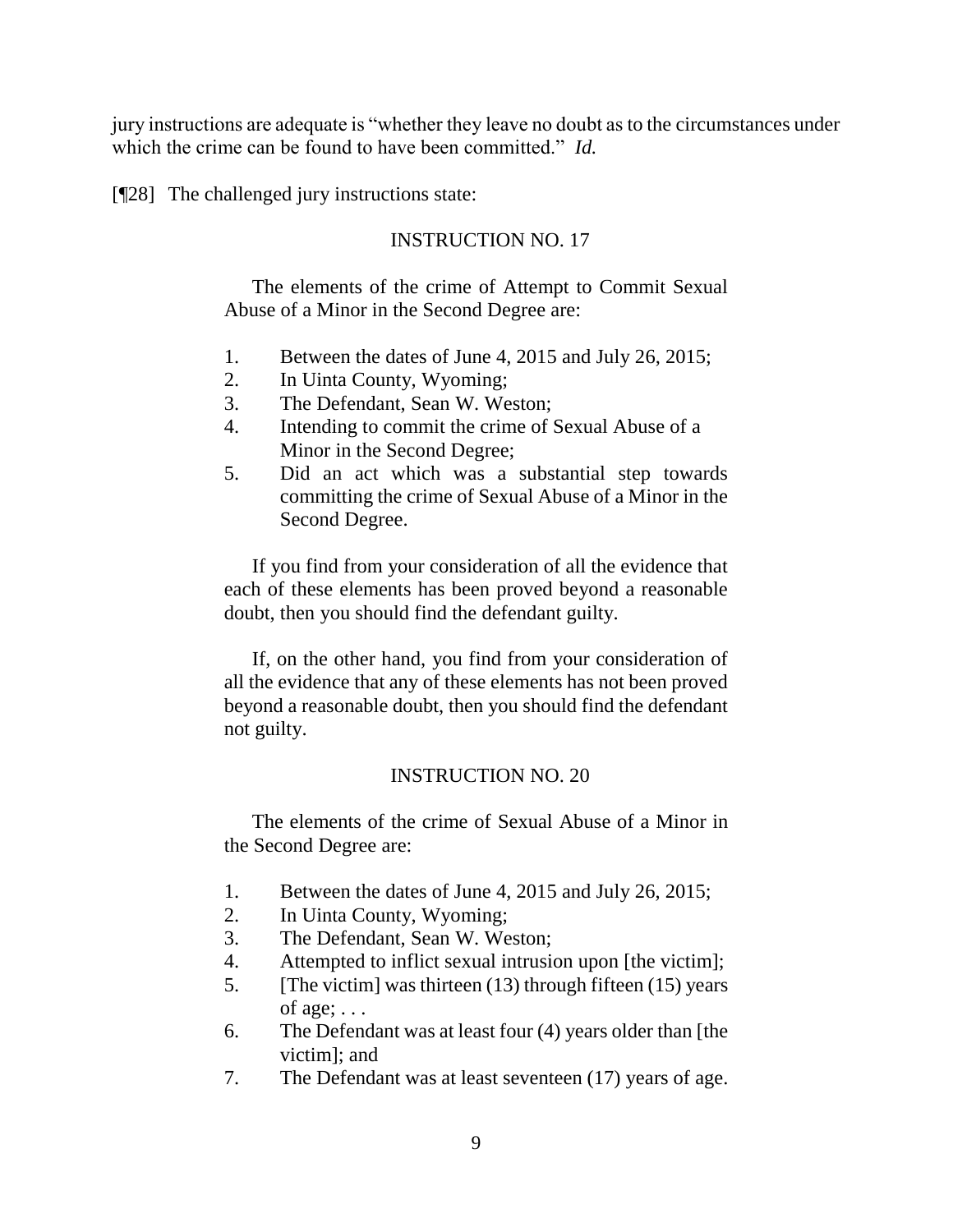jury instructions are adequate is "whether they leave no doubt as to the circumstances under which the crime can be found to have been committed." *Id.*

[¶28] The challenged jury instructions state:

> INSTRUCTION NO. 17
>
> The elements of the crime of Attempt to Commit Sexual Abuse of a Minor in the Second Degree are:
>
> 1. Between the dates of June 4, 2015 and July 26, 2015;
> 2. In Uinta County, Wyoming;
> 3. The Defendant, Sean W. Weston;
> 4. Intending to commit the crime of Sexual Abuse of a Minor in the Second Degree;
> 5. Did an act which was a substantial step towards committing the crime of Sexual Abuse of a Minor in the Second Degree.
>
> If you find from your consideration of all the evidence that each of these elements has been proved beyond a reasonable doubt, then you should find the defendant guilty.
>
> If, on the other hand, you find from your consideration of all the evidence that any of these elements has not been proved beyond a reasonable doubt, then you should find the defendant not guilty.
>
> INSTRUCTION NO. 20
>
> The elements of the crime of Sexual Abuse of a Minor in the Second Degree are:
>
> 1. Between the dates of June 4, 2015 and July 26, 2015;
> 2. In Uinta County, Wyoming;
> 3. The Defendant, Sean W. Weston;
> 4. Attempted to inflict sexual intrusion upon [the victim];
> 5. [The victim] was thirteen (13) through fifteen (15) years of age; . . .
> 6. The Defendant was at least four (4) years older than [the victim]; and
> 7. The Defendant was at least seventeen (17) years of age.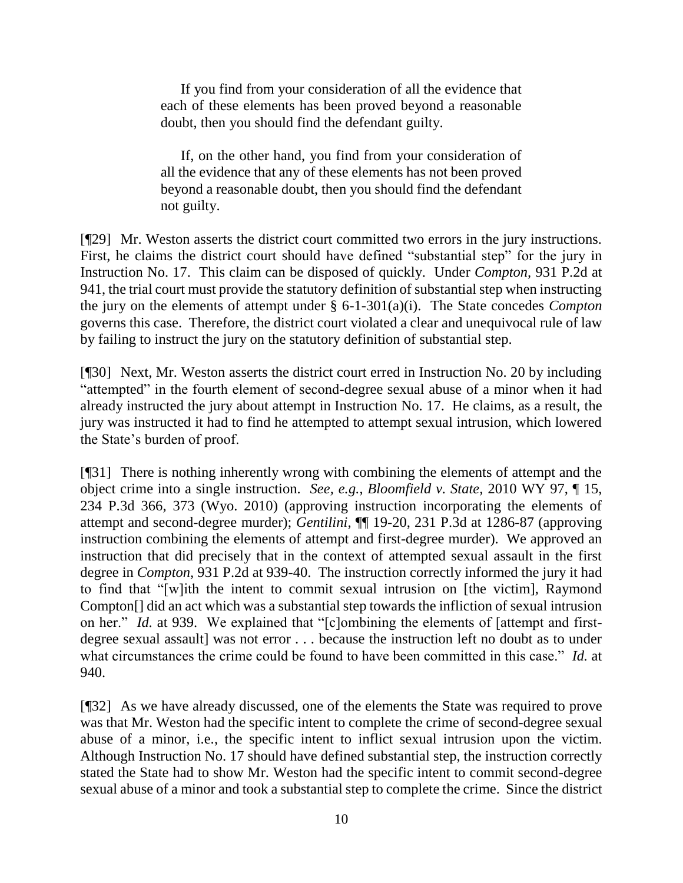> If you find from your consideration of all the evidence that each of these elements has been proved beyond a reasonable doubt, then you should find the defendant guilty.
>
> If, on the other hand, you find from your consideration of all the evidence that any of these elements has not been proved beyond a reasonable doubt, then you should find the defendant not guilty.

[¶29] Mr. Weston asserts the district court committed two errors in the jury instructions. First, he claims the district court should have defined "substantial step" for the jury in Instruction No. 17. This claim can be disposed of quickly. Under *Compton*, 931 P.2d at 941, the trial court must provide the statutory definition of substantial step when instructing the jury on the elements of attempt under § 6-1-301(a)(i). The State concedes *Compton* governs this case. Therefore, the district court violated a clear and unequivocal rule of law by failing to instruct the jury on the statutory definition of substantial step.

[¶30] Next, Mr. Weston asserts the district court erred in Instruction No. 20 by including "attempted" in the fourth element of second-degree sexual abuse of a minor when it had already instructed the jury about attempt in Instruction No. 17. He claims, as a result, the jury was instructed it had to find he attempted to attempt sexual intrusion, which lowered the State's burden of proof.

[¶31] There is nothing inherently wrong with combining the elements of attempt and the object crime into a single instruction. *See, e.g.*, *Bloomfield v. State*, 2010 WY 97, ¶ 15, 234 P.3d 366, 373 (Wyo. 2010) (approving instruction incorporating the elements of attempt and second-degree murder); *Gentilini*, ¶¶ 19-20, 231 P.3d at 1286-87 (approving instruction combining the elements of attempt and first-degree murder). We approved an instruction that did precisely that in the context of attempted sexual assault in the first degree in *Compton*, 931 P.2d at 939-40. The instruction correctly informed the jury it had to find that "[w]ith the intent to commit sexual intrusion on [the victim], Raymond Compton[] did an act which was a substantial step towards the infliction of sexual intrusion on her." *Id.* at 939. We explained that "[c]ombining the elements of [attempt and first-degree sexual assault] was not error . . . because the instruction left no doubt as to under what circumstances the crime could be found to have been committed in this case." *Id.* at 940.

[¶32] As we have already discussed, one of the elements the State was required to prove was that Mr. Weston had the specific intent to complete the crime of second-degree sexual abuse of a minor, i.e., the specific intent to inflict sexual intrusion upon the victim. Although Instruction No. 17 should have defined substantial step, the instruction correctly stated the State had to show Mr. Weston had the specific intent to commit second-degree sexual abuse of a minor and took a substantial step to complete the crime. Since the district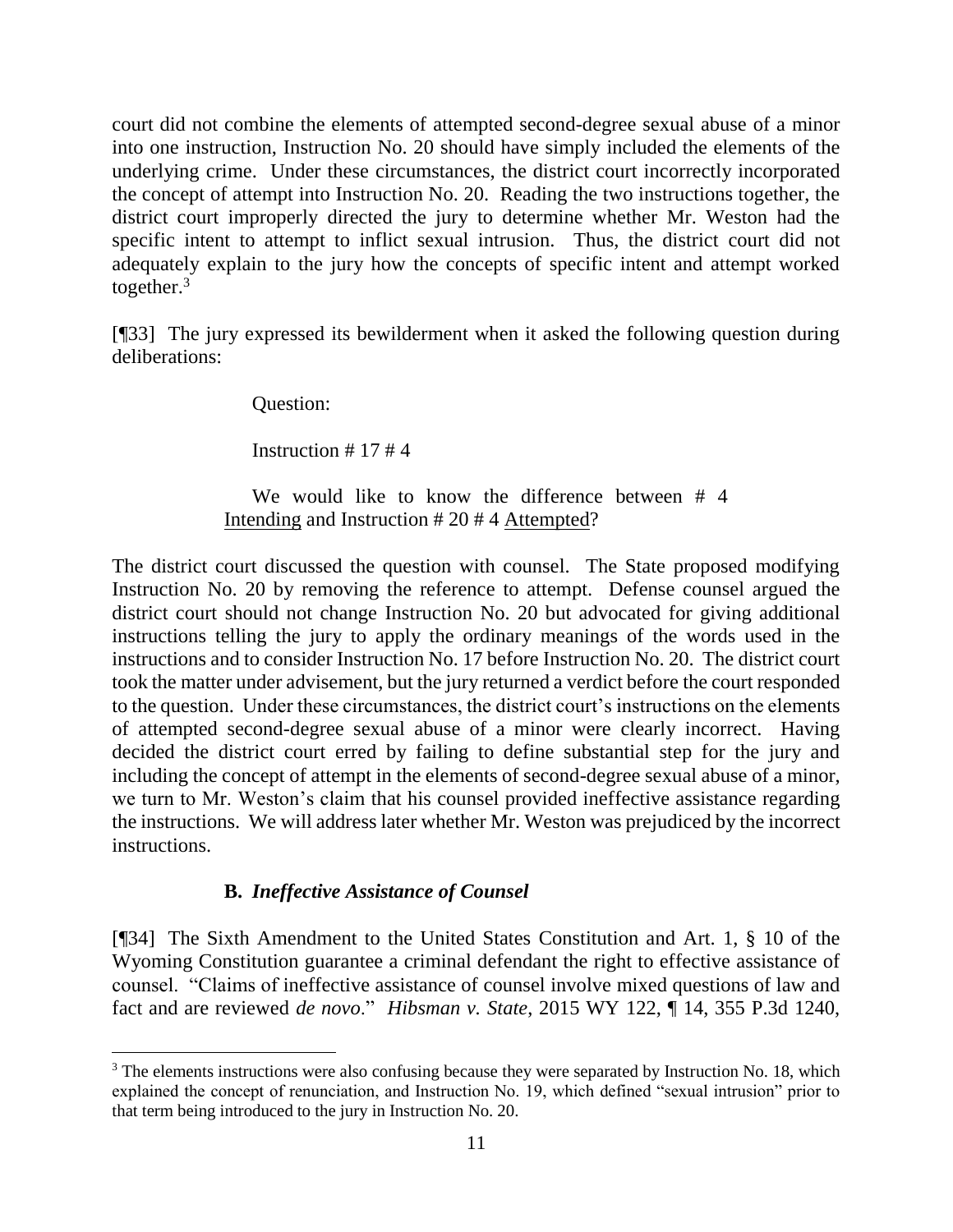court did not combine the elements of attempted second-degree sexual abuse of a minor into one instruction, Instruction No. 20 should have simply included the elements of the underlying crime. Under these circumstances, the district court incorrectly incorporated the concept of attempt into Instruction No. 20. Reading the two instructions together, the district court improperly directed the jury to determine whether Mr. Weston had the specific intent to attempt to inflict sexual intrusion. Thus, the district court did not adequately explain to the jury how the concepts of specific intent and attempt worked together.[3]

[¶33] The jury expressed its bewilderment when it asked the following question during deliberations:

> Question:
>
> Instruction # 17 # 4
>
> We would like to know the difference between # 4 Intending and Instruction # 20 # 4 Attempted?

The district court discussed the question with counsel. The State proposed modifying Instruction No. 20 by removing the reference to attempt. Defense counsel argued the district court should not change Instruction No. 20 but advocated for giving additional instructions telling the jury to apply the ordinary meanings of the words used in the instructions and to consider Instruction No. 17 before Instruction No. 20. The district court took the matter under advisement, but the jury returned a verdict before the court responded to the question. Under these circumstances, the district court's instructions on the elements of attempted second-degree sexual abuse of a minor were clearly incorrect. Having decided the district court erred by failing to define substantial step for the jury and including the concept of attempt in the elements of second-degree sexual abuse of a minor, we turn to Mr. Weston's claim that his counsel provided ineffective assistance regarding the instructions. We will address later whether Mr. Weston was prejudiced by the incorrect instructions.

### B. *Ineffective Assistance of Counsel*

[¶34] The Sixth Amendment to the United States Constitution and Art. 1, § 10 of the Wyoming Constitution guarantee a criminal defendant the right to effective assistance of counsel. "Claims of ineffective assistance of counsel involve mixed questions of law and fact and are reviewed *de novo*." *Hibsman v. State*, 2015 WY 122, ¶ 14, 355 P.3d 1240,

---

[3] The elements instructions were also confusing because they were separated by Instruction No. 18, which explained the concept of renunciation, and Instruction No. 19, which defined "sexual intrusion" prior to that term being introduced to the jury in Instruction No. 20.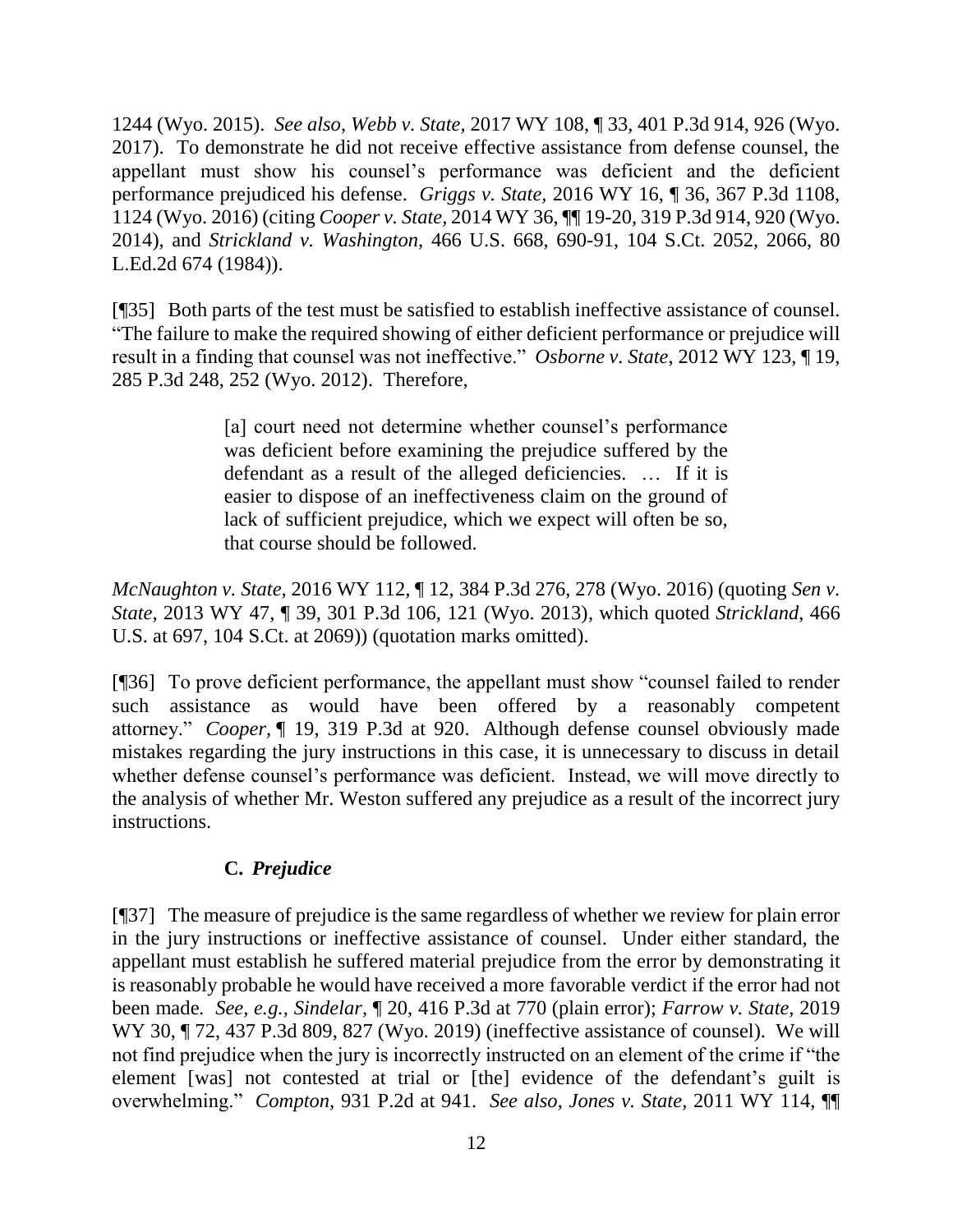1244 (Wyo. 2015). *See also*, *Webb v. State*, 2017 WY 108, ¶ 33, 401 P.3d 914, 926 (Wyo. 2017). To demonstrate he did not receive effective assistance from defense counsel, the appellant must show his counsel's performance was deficient and the deficient performance prejudiced his defense. *Griggs v. State*, 2016 WY 16, ¶ 36, 367 P.3d 1108, 1124 (Wyo. 2016) (citing *Cooper v. State*, 2014 WY 36, ¶¶ 19-20, 319 P.3d 914, 920 (Wyo. 2014), and *Strickland v. Washington*, 466 U.S. 668, 690-91, 104 S.Ct. 2052, 2066, 80 L.Ed.2d 674 (1984)).

[¶35] Both parts of the test must be satisfied to establish ineffective assistance of counsel. "The failure to make the required showing of either deficient performance or prejudice will result in a finding that counsel was not ineffective." *Osborne v. State*, 2012 WY 123, ¶ 19, 285 P.3d 248, 252 (Wyo. 2012). Therefore,

> [a] court need not determine whether counsel's performance was deficient before examining the prejudice suffered by the defendant as a result of the alleged deficiencies. … If it is easier to dispose of an ineffectiveness claim on the ground of lack of sufficient prejudice, which we expect will often be so, that course should be followed.

*McNaughton v. State*, 2016 WY 112, ¶ 12, 384 P.3d 276, 278 (Wyo. 2016) (quoting *Sen v. State*, 2013 WY 47, ¶ 39, 301 P.3d 106, 121 (Wyo. 2013), which quoted *Strickland*, 466 U.S. at 697, 104 S.Ct. at 2069)) (quotation marks omitted).

[¶36] To prove deficient performance, the appellant must show "counsel failed to render such assistance as would have been offered by a reasonably competent attorney." *Cooper*, ¶ 19, 319 P.3d at 920. Although defense counsel obviously made mistakes regarding the jury instructions in this case, it is unnecessary to discuss in detail whether defense counsel's performance was deficient. Instead, we will move directly to the analysis of whether Mr. Weston suffered any prejudice as a result of the incorrect jury instructions.

### C. *Prejudice*

[¶37] The measure of prejudice is the same regardless of whether we review for plain error in the jury instructions or ineffective assistance of counsel. Under either standard, the appellant must establish he suffered material prejudice from the error by demonstrating it is reasonably probable he would have received a more favorable verdict if the error had not been made. *See, e.g.*, *Sindelar*, ¶ 20, 416 P.3d at 770 (plain error); *Farrow v. State*, 2019 WY 30, ¶ 72, 437 P.3d 809, 827 (Wyo. 2019) (ineffective assistance of counsel). We will not find prejudice when the jury is incorrectly instructed on an element of the crime if "the element [was] not contested at trial or [the] evidence of the defendant's guilt is overwhelming." *Compton*, 931 P.2d at 941. *See also*, *Jones v. State*, 2011 WY 114, ¶¶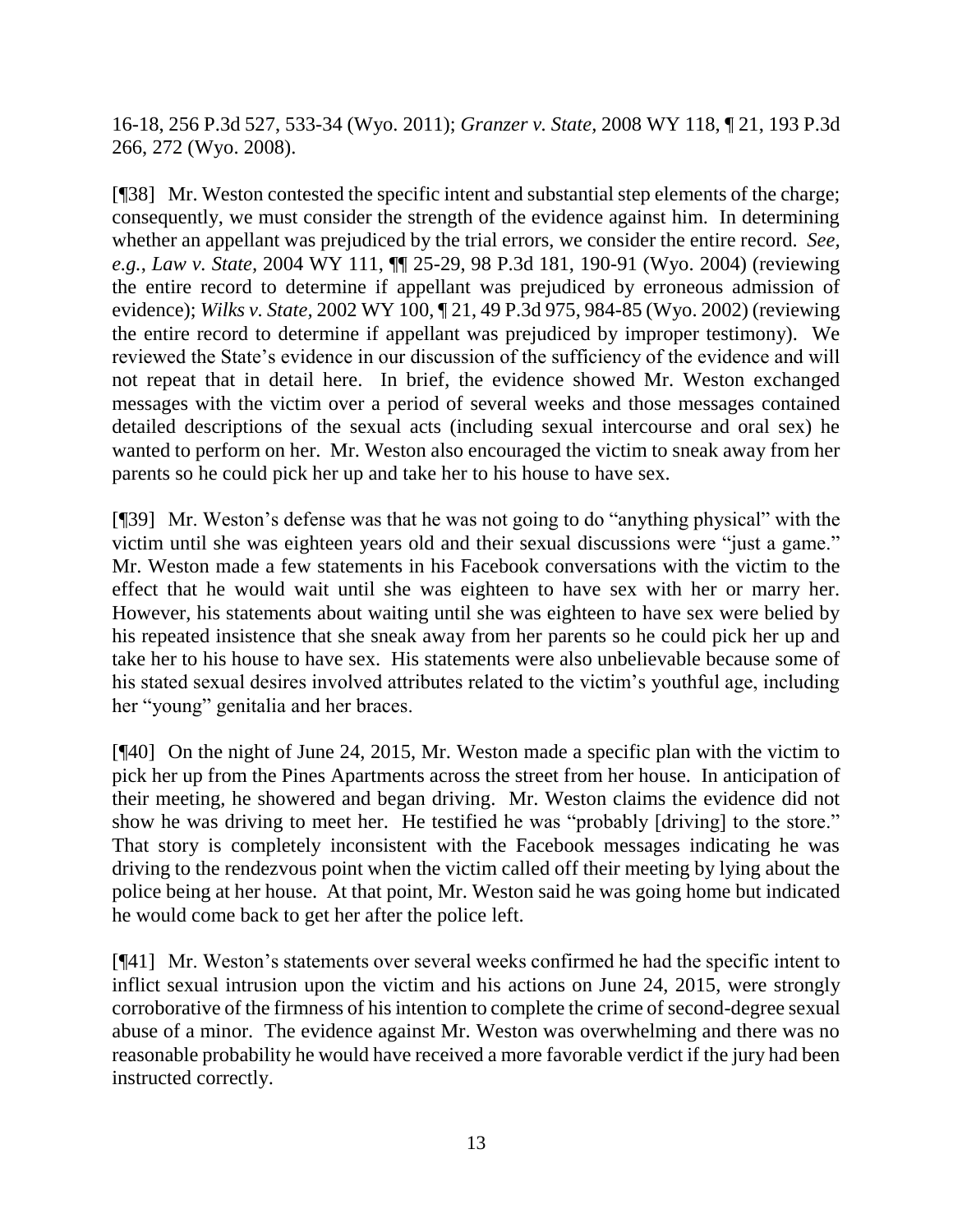16-18, 256 P.3d 527, 533-34 (Wyo. 2011); *Granzer v. State,* 2008 WY 118, ¶ 21, 193 P.3d 266, 272 (Wyo. 2008).

[¶38] Mr. Weston contested the specific intent and substantial step elements of the charge; consequently, we must consider the strength of the evidence against him. In determining whether an appellant was prejudiced by the trial errors, we consider the entire record. *See, e.g.*, *Law v. State*, 2004 WY 111, ¶¶ 25-29, 98 P.3d 181, 190-91 (Wyo. 2004) (reviewing the entire record to determine if appellant was prejudiced by erroneous admission of evidence); *Wilks v. State*, 2002 WY 100, ¶ 21, 49 P.3d 975, 984-85 (Wyo. 2002) (reviewing the entire record to determine if appellant was prejudiced by improper testimony). We reviewed the State's evidence in our discussion of the sufficiency of the evidence and will not repeat that in detail here. In brief, the evidence showed Mr. Weston exchanged messages with the victim over a period of several weeks and those messages contained detailed descriptions of the sexual acts (including sexual intercourse and oral sex) he wanted to perform on her. Mr. Weston also encouraged the victim to sneak away from her parents so he could pick her up and take her to his house to have sex.

[¶39] Mr. Weston's defense was that he was not going to do "anything physical" with the victim until she was eighteen years old and their sexual discussions were "just a game." Mr. Weston made a few statements in his Facebook conversations with the victim to the effect that he would wait until she was eighteen to have sex with her or marry her. However, his statements about waiting until she was eighteen to have sex were belied by his repeated insistence that she sneak away from her parents so he could pick her up and take her to his house to have sex. His statements were also unbelievable because some of his stated sexual desires involved attributes related to the victim's youthful age, including her "young" genitalia and her braces.

[¶40] On the night of June 24, 2015, Mr. Weston made a specific plan with the victim to pick her up from the Pines Apartments across the street from her house. In anticipation of their meeting, he showered and began driving. Mr. Weston claims the evidence did not show he was driving to meet her. He testified he was "probably [driving] to the store." That story is completely inconsistent with the Facebook messages indicating he was driving to the rendezvous point when the victim called off their meeting by lying about the police being at her house. At that point, Mr. Weston said he was going home but indicated he would come back to get her after the police left.

[¶41] Mr. Weston's statements over several weeks confirmed he had the specific intent to inflict sexual intrusion upon the victim and his actions on June 24, 2015, were strongly corroborative of the firmness of his intention to complete the crime of second-degree sexual abuse of a minor. The evidence against Mr. Weston was overwhelming and there was no reasonable probability he would have received a more favorable verdict if the jury had been instructed correctly.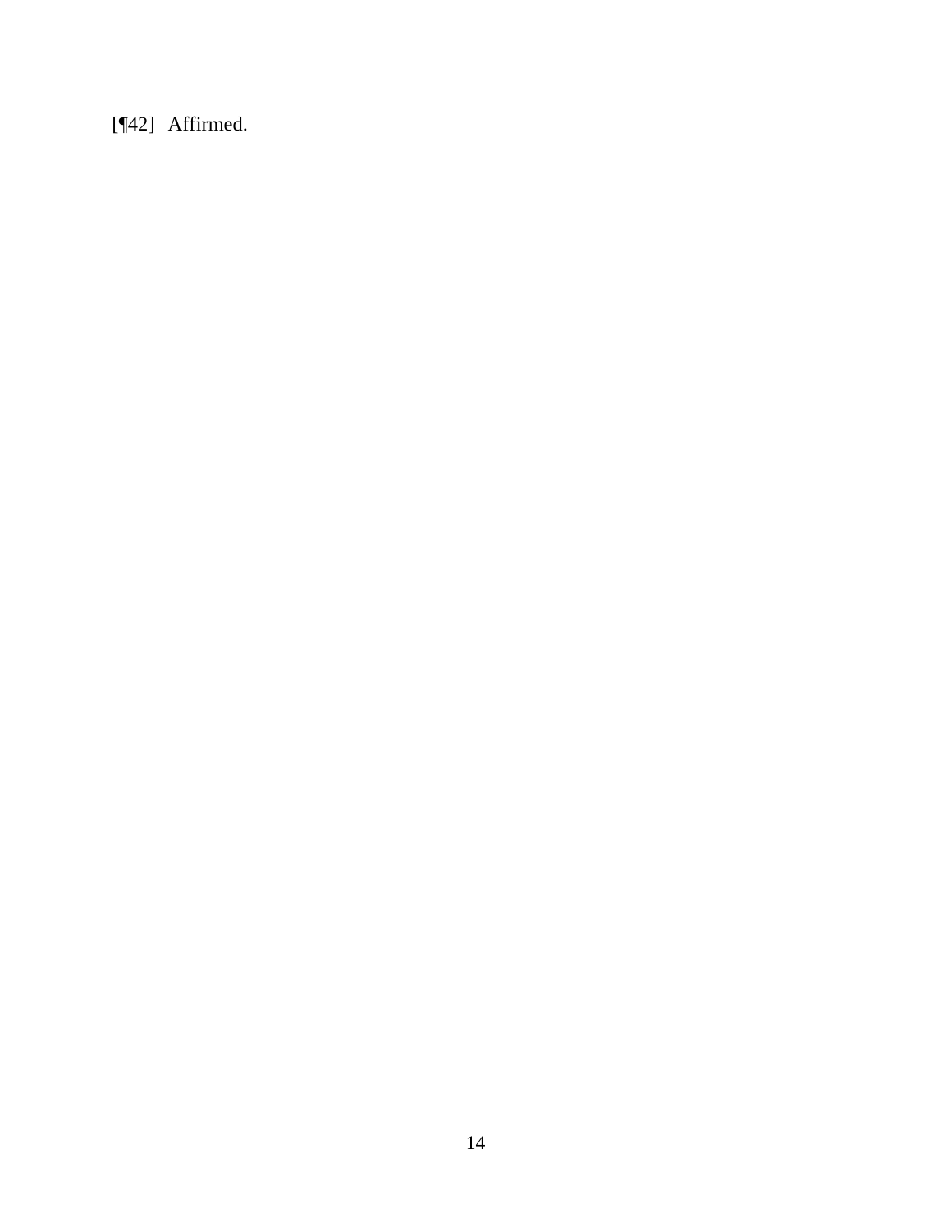[¶42] Affirmed.